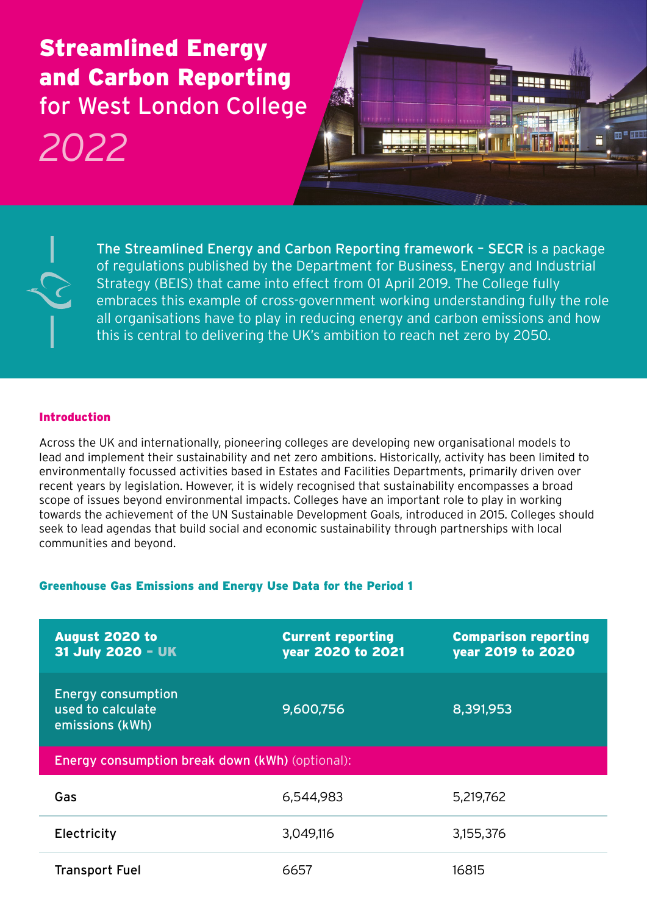# Streamlined Energy and Carbon Reporting for West London College

## 2022

**The Streamlined Energy and Carbon Reporting framework – SECR** is a package of regulations published by the Department for Business, Energy and Industrial Strategy (BEIS) that came into effect from 01 April 2019. The College fully embraces this example of cross-government working understanding fully the role all organisations have to play in reducing energy and carbon emissions and how this is central to delivering the UK's ambition to reach net zero by 2050.

### Introduction

Across the UK and internationally, pioneering colleges are developing new organisational models to lead and implement their sustainability and net zero ambitions. Historically, activity has been limited to environmentally focussed activities based in Estates and Facilities Departments, primarily driven over recent years by legislation. However, it is widely recognised that sustainability encompasses a broad scope of issues beyond environmental impacts. Colleges have an important role to play in working towards the achievement of the UN Sustainable Development Goals, introduced in 2015. Colleges should seek to lead agendas that build social and economic sustainability through partnerships with local communities and beyond.

### Greenhouse Gas Emissions and Energy Use Data for the Period 1

| August 2020 to 31 July 2020 – UK | Current reporting year 2020 to 2021 | Comparison reporting year 2019 to 2020 |
|---|---|---|
| Energy consumption used to calculate emissions (kWh) | 9,600,756 | 8,391,953 |
| **Energy consumption break down (kWh)** (optional): | | |
| Gas | 6,544,983 | 5,219,762 |
| Electricity | 3,049,116 | 3,155,376 |
| Transport Fuel | 6657 | 16815 |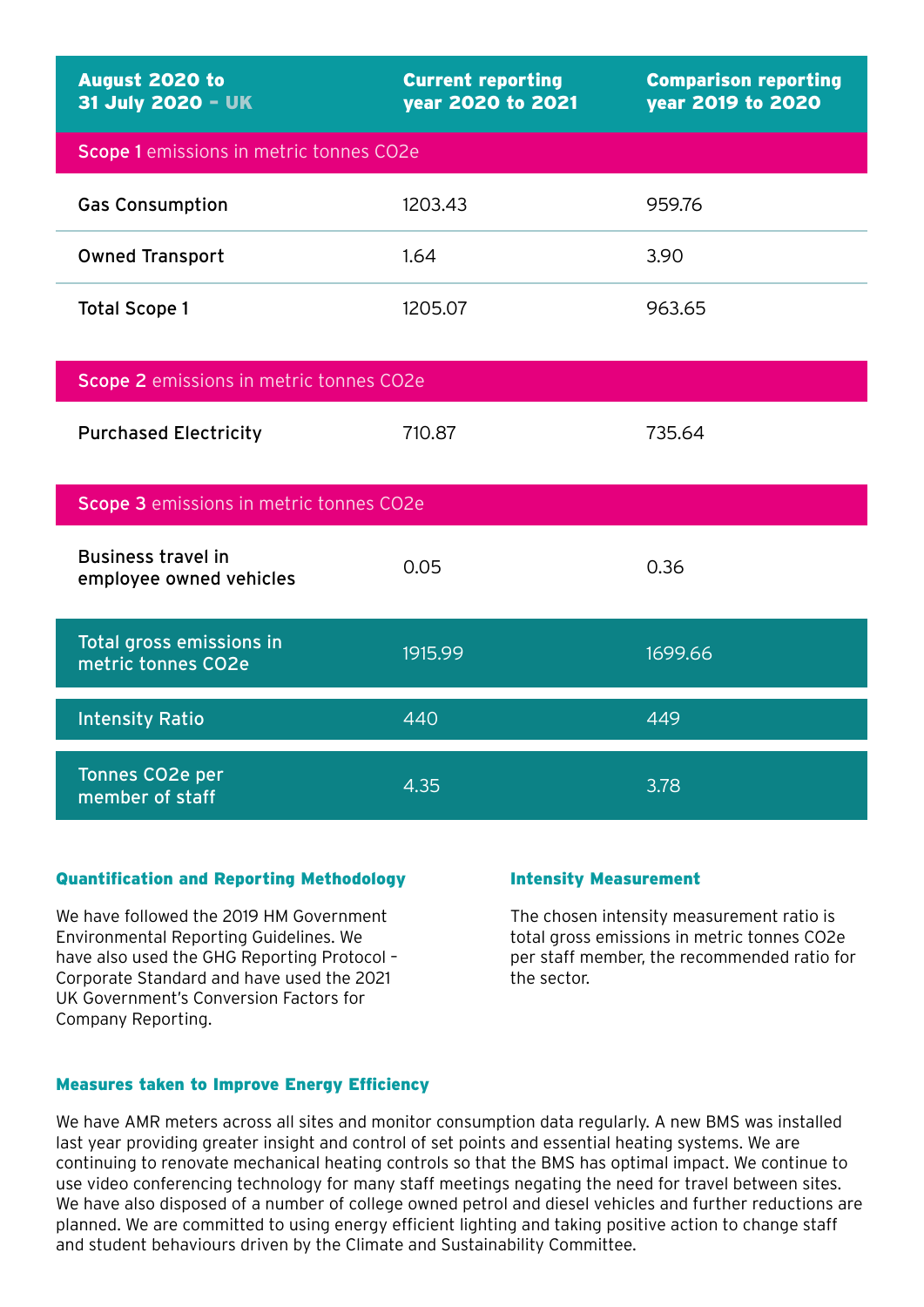| August 2020 to 31 July 2020 – UK | Current reporting year 2020 to 2021 | Comparison reporting year 2019 to 2020 |
|---|---|---|
| **Scope 1** emissions in metric tonnes $CO_2e$ | | |
| Gas Consumption | 1203.43 | 959.76 |
| Owned Transport | 1.64 | 3.90 |
| Total Scope 1 | 1205.07 | 963.65 |
| **Scope 2** emissions in metric tonnes $CO_2e$ | | |
| Purchased Electricity | 710.87 | 735.64 |
| **Scope 3** emissions in metric tonnes $CO_2e$ | | |
| Business travel in employee owned vehicles | 0.05 | 0.36 |
| Total gross emissions in metric tonnes $CO_2e$ | 1915.99 | 1699.66 |
| Intensity Ratio | 440 | 449 |
| Tonnes $CO_2e$ per member of staff | 4.35 | 3.78 |

### Quantification and Reporting Methodology

We have followed the 2019 HM Government Environmental Reporting Guidelines. We have also used the GHG Reporting Protocol – Corporate Standard and have used the 2021 UK Government's Conversion Factors for Company Reporting.

### Intensity Measurement

The chosen intensity measurement ratio is total gross emissions in metric tonnes $CO_2e$ per staff member, the recommended ratio for the sector.

### Measures taken to Improve Energy Efficiency

We have AMR meters across all sites and monitor consumption data regularly. A new BMS was installed last year providing greater insight and control of set points and essential heating systems. We are continuing to renovate mechanical heating controls so that the BMS has optimal impact. We continue to use video conferencing technology for many staff meetings negating the need for travel between sites. We have also disposed of a number of college owned petrol and diesel vehicles and further reductions are planned. We are committed to using energy efficient lighting and taking positive action to change staff and student behaviours driven by the Climate and Sustainability Committee.